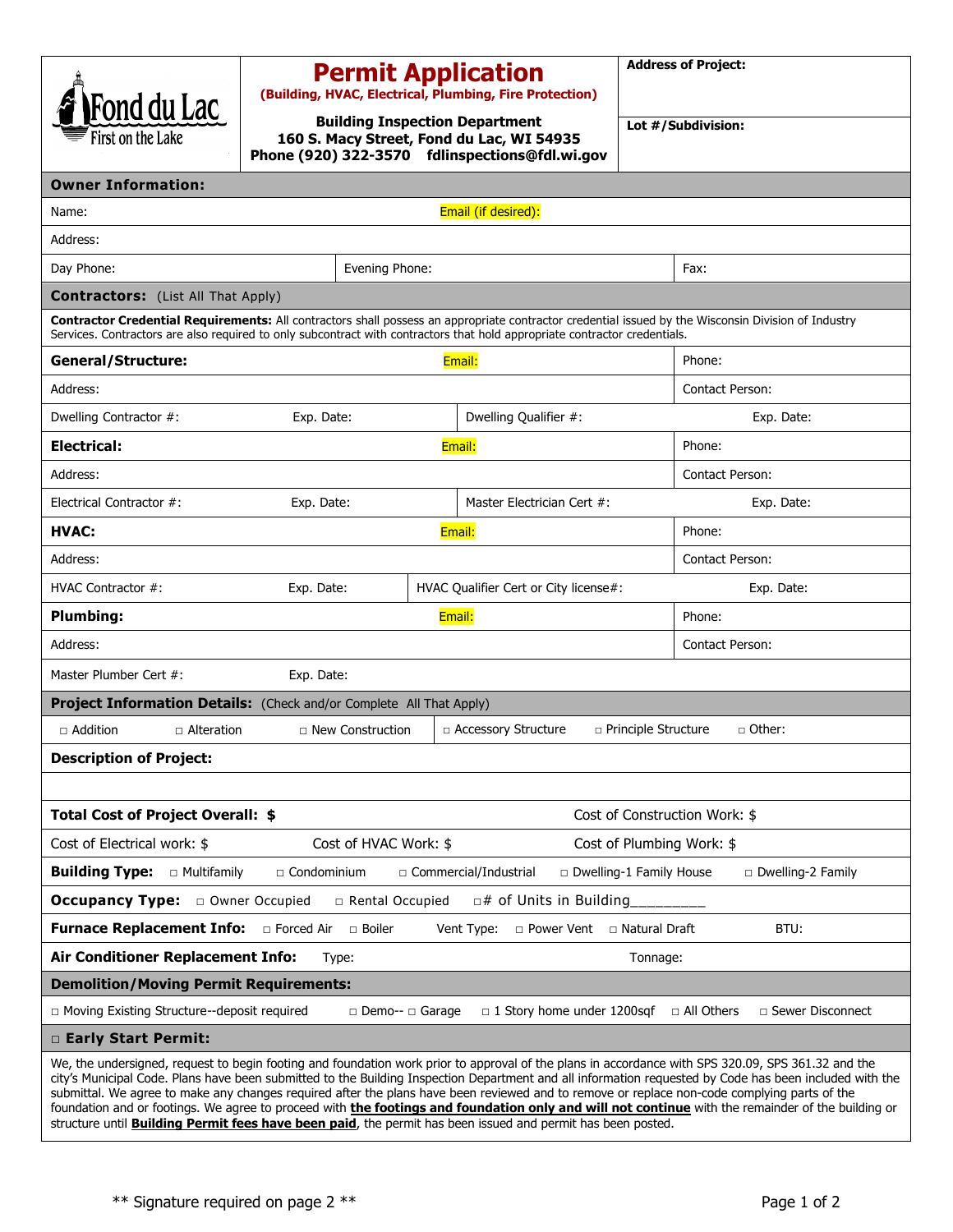Fond du Lac
First on the Lake

# Permit Application

**(Building, HVAC, Electrical, Plumbing, Fire Protection)**

**Building Inspection Department**
**160 S. Macy Street, Fond du Lac, WI 54935**
**Phone (920) 322-3570 fdlinspections@fdl.wi.gov**

**Address of Project:**

**Lot #/Subdivision:**

## Owner Information:

| | | |
|---|---|---|
| Name: | Email (if desired): | |
| Address: | | |
| Day Phone: | Evening Phone: | Fax: |

## Contractors: (List All That Apply)

**Contractor Credential Requirements:** All contractors shall possess an appropriate contractor credential issued by the Wisconsin Division of Industry Services. Contractors are also required to only subcontract with contractors that hold appropriate contractor credentials.

| | | | |
|---|---|---|---|
| **General/Structure:** | Email: | | Phone: |
| Address: | | | Contact Person: |
| Dwelling Contractor #: | Exp. Date: | Dwelling Qualifier #: | Exp. Date: |
| **Electrical:** | Email: | | Phone: |
| Address: | | | Contact Person: |
| Electrical Contractor #: | Exp. Date: | Master Electrician Cert #: | Exp. Date: |
| **HVAC:** | Email: | | Phone: |
| Address: | | | Contact Person: |
| HVAC Contractor #: | Exp. Date: | HVAC Qualifier Cert or City license#: | Exp. Date: |
| **Plumbing:** | Email: | | Phone: |
| Address: | | | Contact Person: |
| Master Plumber Cert #: | Exp. Date: | | |

## Project Information Details: (Check and/or Complete All That Apply)

□ Addition □ Alteration □ New Construction □ Accessory Structure □ Principle Structure □ Other:

**Description of Project:**

**Total Cost of Project Overall: $** Cost of Construction Work: $

Cost of Electrical work: $ Cost of HVAC Work: $ Cost of Plumbing Work: $

**Building Type:** □ Multifamily □ Condominium □ Commercial/Industrial □ Dwelling-1 Family House □ Dwelling-2 Family

**Occupancy Type:** □ Owner Occupied □ Rental Occupied □# of Units in Building_________

**Furnace Replacement Info:** □ Forced Air □ Boiler Vent Type: □ Power Vent □ Natural Draft BTU:

**Air Conditioner Replacement Info:** Type: Tonnage:

## Demolition/Moving Permit Requirements:

□ Moving Existing Structure--deposit required □ Demo-- □ Garage □ 1 Story home under 1200sqf □ All Others □ Sewer Disconnect

## □ Early Start Permit:

We, the undersigned, request to begin footing and foundation work prior to approval of the plans in accordance with SPS 320.09, SPS 361.32 and the city's Municipal Code. Plans have been submitted to the Building Inspection Department and all information requested by Code has been included with the submittal. We agree to make any changes required after the plans have been reviewed and to remove or replace non-code complying parts of the foundation and or footings. We agree to proceed with **the footings and foundation only and will not continue** with the remainder of the building or structure until **Building Permit fees have been paid**, the permit has been issued and permit has been posted.

** Signature required on page 2 **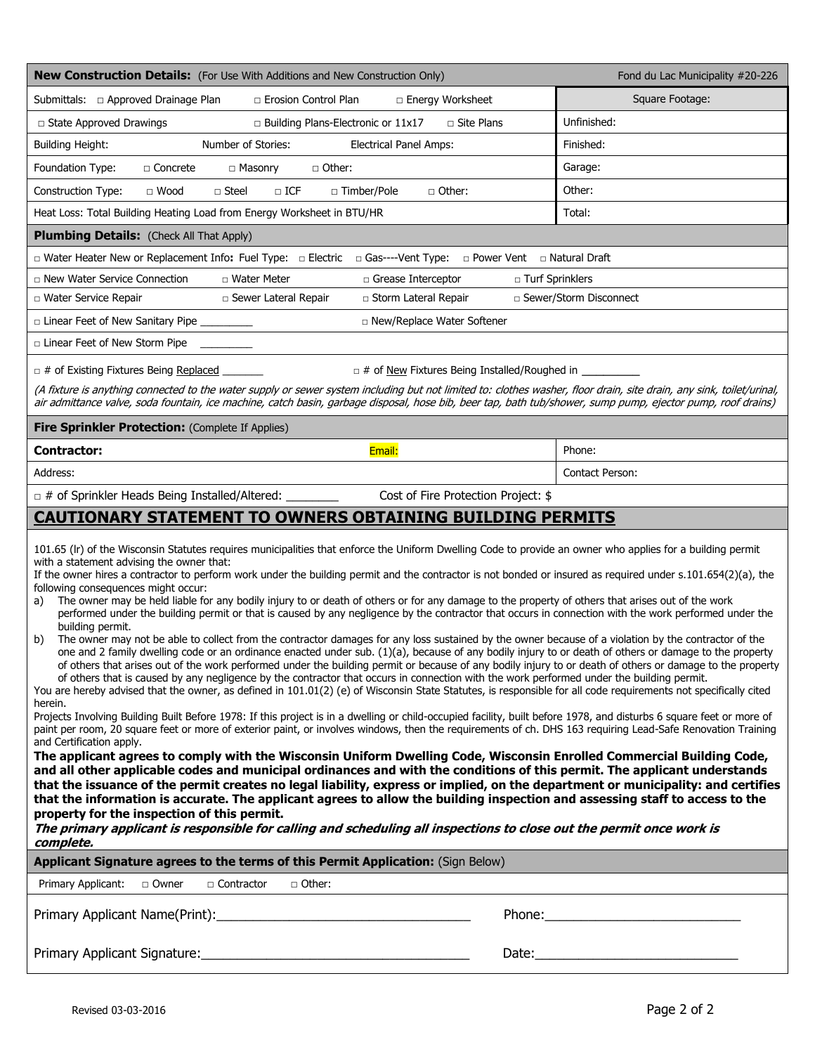| New Construction Details: (For Use With Additions and New Construction Only) | Fond du Lac Municipality #20-226 |
|---|---|
| Submittals: □ Approved Drainage Plan □ Erosion Control Plan □ Energy Worksheet | Square Footage: |
| □ State Approved Drawings □ Building Plans-Electronic or 11x17 □ Site Plans | Unfinished: |
| Building Height: Number of Stories: Electrical Panel Amps: | Finished: |
| Foundation Type: □ Concrete □ Masonry □ Other: | Garage: |
| Construction Type: □ Wood □ Steel □ ICF □ Timber/Pole □ Other: | Other: |
| Heat Loss: Total Building Heating Load from Energy Worksheet in BTU/HR | Total: |

**Plumbing Details:** (Check All That Apply)

□ Water Heater New or Replacement Info**:** Fuel Type: □ Electric □ Gas----Vent Type: □ Power Vent □ Natural Draft

□ New Water Service Connection □ Water Meter □ Grease Interceptor □ Turf Sprinklers

□ Water Service Repair □ Sewer Lateral Repair □ Storm Lateral Repair □ Sewer/Storm Disconnect

□ Linear Feet of New Sanitary Pipe _________ □ New/Replace Water Softener

□ Linear Feet of New Storm Pipe _________

□ # of Existing Fixtures Being Replaced _______ □ # of New Fixtures Being Installed/Roughed in _________

*(A fixture is anything connected to the water supply or sewer system including but not limited to: clothes washer, floor drain, site drain, any sink, toilet/urinal, air admittance valve, soda fountain, ice machine, catch basin, garbage disposal, hose bib, beer tap, bath tub/shower, sump pump, ejector pump, roof drains)*

**Fire Sprinkler Protection:** (Complete If Applies)

| **Contractor:** | Email: | Phone: |
|---|---|---|
| Address: | | Contact Person: |

□ # of Sprinkler Heads Being Installed/Altered: ________ Cost of Fire Protection Project: $

## CAUTIONARY STATEMENT TO OWNERS OBTAINING BUILDING PERMITS

101.65 (lr) of the Wisconsin Statutes requires municipalities that enforce the Uniform Dwelling Code to provide an owner who applies for a building permit with a statement advising the owner that:

If the owner hires a contractor to perform work under the building permit and the contractor is not bonded or insured as required under s.101.654(2)(a), the following consequences might occur:

a) The owner may be held liable for any bodily injury to or death of others or for any damage to the property of others that arises out of the work performed under the building permit or that is caused by any negligence by the contractor that occurs in connection with the work performed under the building permit.

b) The owner may not be able to collect from the contractor damages for any loss sustained by the owner because of a violation by the contractor of the one and 2 family dwelling code or an ordinance enacted under sub. (1)(a), because of any bodily injury to or death of others or damage to the property of others that arises out of the work performed under the building permit or because of any bodily injury to or death of others or damage to the property of others that is caused by any negligence by the contractor that occurs in connection with the work performed under the building permit.

You are hereby advised that the owner, as defined in 101.01(2) (e) of Wisconsin State Statutes, is responsible for all code requirements not specifically cited herein.

Projects Involving Building Built Before 1978: If this project is in a dwelling or child-occupied facility, built before 1978, and disturbs 6 square feet or more of paint per room, 20 square feet or more of exterior paint, or involves windows, then the requirements of ch. DHS 163 requiring Lead-Safe Renovation Training and Certification apply.

**The applicant agrees to comply with the Wisconsin Uniform Dwelling Code, Wisconsin Enrolled Commercial Building Code, and all other applicable codes and municipal ordinances and with the conditions of this permit. The applicant understands that the issuance of the permit creates no legal liability, express or implied, on the department or municipality: and certifies that the information is accurate. The applicant agrees to allow the building inspection and assessing staff to access to the property for the inspection of this permit.**

***The primary applicant is responsible for calling and scheduling all inspections to close out the permit once work is complete.***

**Applicant Signature agrees to the terms of this Permit Application:** (Sign Below)

Primary Applicant: □ Owner □ Contractor □ Other:

Primary Applicant Name(Print):___________________________________ Phone:___________________________

Primary Applicant Signature:_____________________________________ Date:____________________________

Revised 03-03-2016